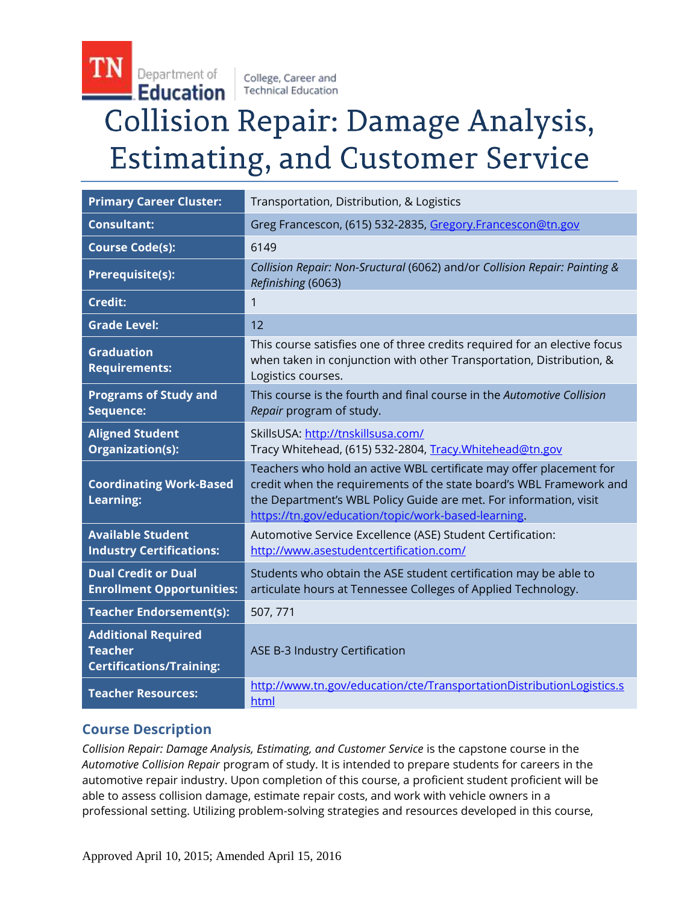TN Department of Education | College, Career and Technical Education

# Collision Repair: Damage Analysis, Estimating, and Customer Service

| | |
|---|---|
| **Primary Career Cluster:** | Transportation, Distribution, & Logistics |
| **Consultant:** | Greg Francescon, (615) 532-2835, Gregory.Francescon@tn.gov |
| **Course Code(s):** | 6149 |
| **Prerequisite(s):** | *Collision Repair: Non-Sructural* (6062) and/or *Collision Repair: Painting & Refinishing* (6063) |
| **Credit:** | 1 |
| **Grade Level:** | 12 |
| **Graduation Requirements:** | This course satisfies one of three credits required for an elective focus when taken in conjunction with other Transportation, Distribution, & Logistics courses. |
| **Programs of Study and Sequence:** | This course is the fourth and final course in the *Automotive Collision Repair* program of study. |
| **Aligned Student Organization(s):** | SkillsUSA: http://tnskillsusa.com/<br>Tracy Whitehead, (615) 532-2804, Tracy.Whitehead@tn.gov |
| **Coordinating Work-Based Learning:** | Teachers who hold an active WBL certificate may offer placement for credit when the requirements of the state board's WBL Framework and the Department's WBL Policy Guide are met. For information, visit https://tn.gov/education/topic/work-based-learning. |
| **Available Student Industry Certifications:** | Automotive Service Excellence (ASE) Student Certification: http://www.asestudentcertification.com/ |
| **Dual Credit or Dual Enrollment Opportunities:** | Students who obtain the ASE student certification may be able to articulate hours at Tennessee Colleges of Applied Technology. |
| **Teacher Endorsement(s):** | 507, 771 |
| **Additional Required Teacher Certifications/Training:** | ASE B-3 Industry Certification |
| **Teacher Resources:** | http://www.tn.gov/education/cte/TransportationDistributionLogistics.shtml |

## Course Description

*Collision Repair: Damage Analysis, Estimating, and Customer Service* is the capstone course in the *Automotive Collision Repair* program of study. It is intended to prepare students for careers in the automotive repair industry. Upon completion of this course, a proficient student proficient will be able to assess collision damage, estimate repair costs, and work with vehicle owners in a professional setting. Utilizing problem-solving strategies and resources developed in this course,

Approved April 10, 2015; Amended April 15, 2016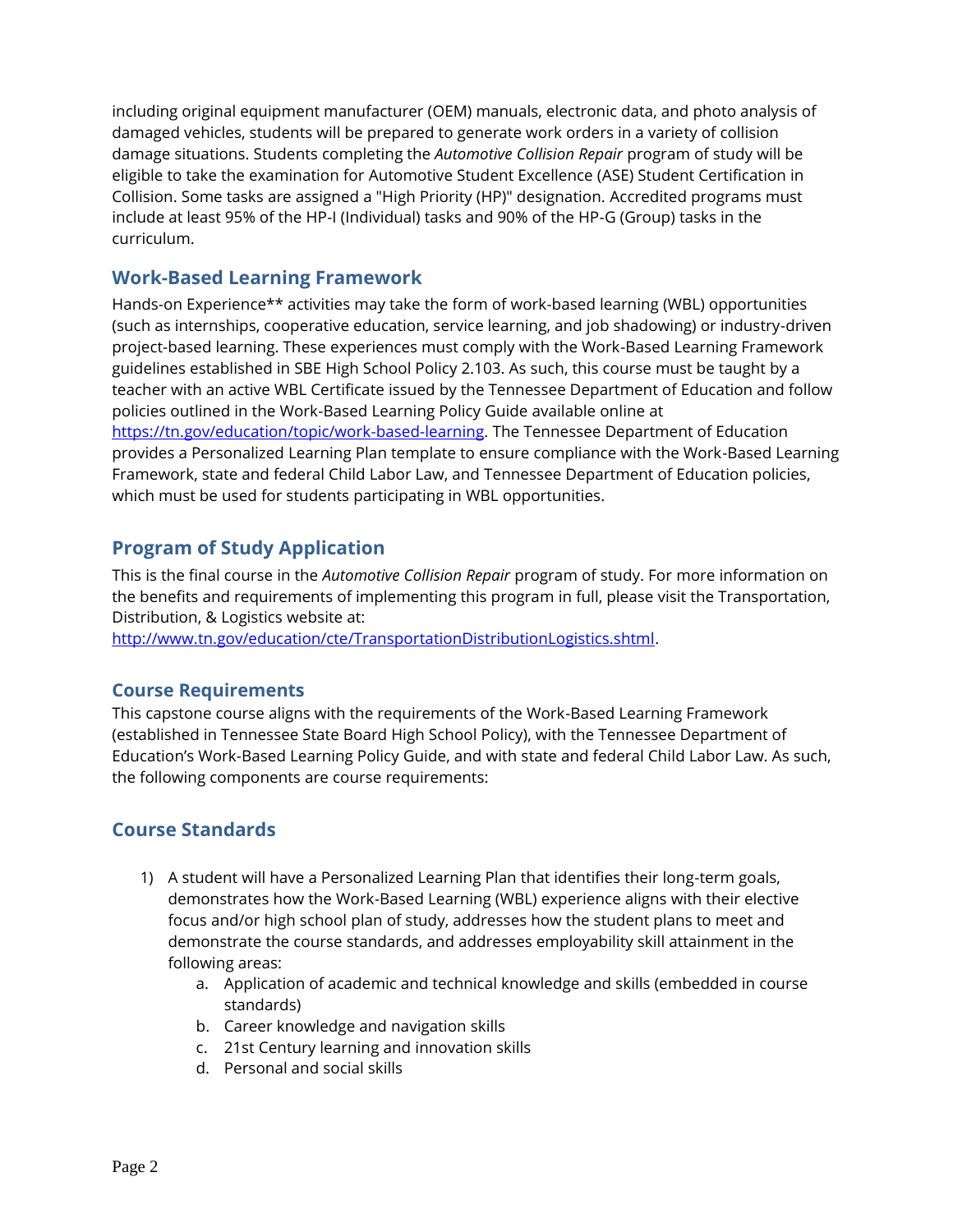including original equipment manufacturer (OEM) manuals, electronic data, and photo analysis of damaged vehicles, students will be prepared to generate work orders in a variety of collision damage situations. Students completing the *Automotive Collision Repair* program of study will be eligible to take the examination for Automotive Student Excellence (ASE) Student Certification in Collision. Some tasks are assigned a "High Priority (HP)" designation. Accredited programs must include at least 95% of the HP-I (Individual) tasks and 90% of the HP-G (Group) tasks in the curriculum.

## Work-Based Learning Framework

Hands-on Experience** activities may take the form of work-based learning (WBL) opportunities (such as internships, cooperative education, service learning, and job shadowing) or industry-driven project-based learning. These experiences must comply with the Work-Based Learning Framework guidelines established in SBE High School Policy 2.103. As such, this course must be taught by a teacher with an active WBL Certificate issued by the Tennessee Department of Education and follow policies outlined in the Work-Based Learning Policy Guide available online at [https://tn.gov/education/topic/work-based-learning](https://tn.gov/education/topic/work-based-learning). The Tennessee Department of Education provides a Personalized Learning Plan template to ensure compliance with the Work-Based Learning Framework, state and federal Child Labor Law, and Tennessee Department of Education policies, which must be used for students participating in WBL opportunities.

## Program of Study Application

This is the final course in the *Automotive Collision Repair* program of study. For more information on the benefits and requirements of implementing this program in full, please visit the Transportation, Distribution, & Logistics website at: [http://www.tn.gov/education/cte/TransportationDistributionLogistics.shtml](http://www.tn.gov/education/cte/TransportationDistributionLogistics.shtml).

### Course Requirements

This capstone course aligns with the requirements of the Work-Based Learning Framework (established in Tennessee State Board High School Policy), with the Tennessee Department of Education's Work-Based Learning Policy Guide, and with state and federal Child Labor Law. As such, the following components are course requirements:

## Course Standards

1) A student will have a Personalized Learning Plan that identifies their long-term goals, demonstrates how the Work-Based Learning (WBL) experience aligns with their elective focus and/or high school plan of study, addresses how the student plans to meet and demonstrate the course standards, and addresses employability skill attainment in the following areas:
    a. Application of academic and technical knowledge and skills (embedded in course standards)
    b. Career knowledge and navigation skills
    c. 21st Century learning and innovation skills
    d. Personal and social skills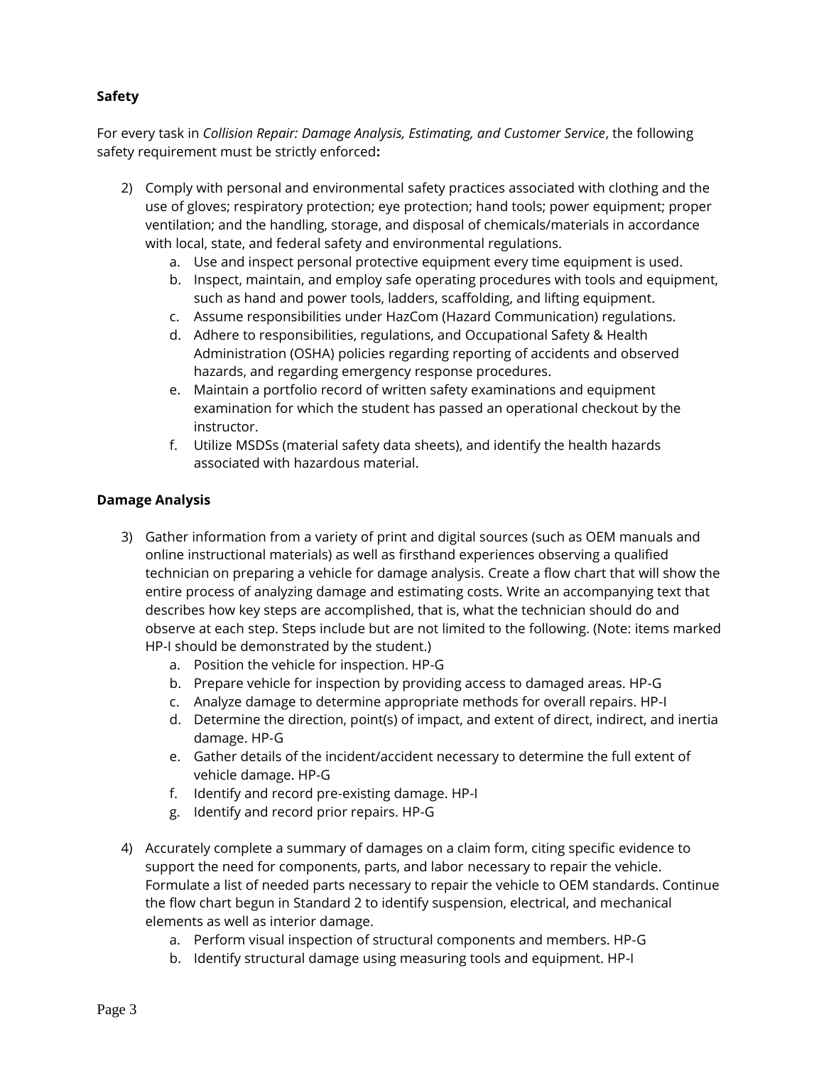**Safety**

For every task in *Collision Repair: Damage Analysis, Estimating, and Customer Service*, the following safety requirement must be strictly enforced**:**

2) Comply with personal and environmental safety practices associated with clothing and the use of gloves; respiratory protection; eye protection; hand tools; power equipment; proper ventilation; and the handling, storage, and disposal of chemicals/materials in accordance with local, state, and federal safety and environmental regulations.
    a. Use and inspect personal protective equipment every time equipment is used.
    b. Inspect, maintain, and employ safe operating procedures with tools and equipment, such as hand and power tools, ladders, scaffolding, and lifting equipment.
    c. Assume responsibilities under HazCom (Hazard Communication) regulations.
    d. Adhere to responsibilities, regulations, and Occupational Safety & Health Administration (OSHA) policies regarding reporting of accidents and observed hazards, and regarding emergency response procedures.
    e. Maintain a portfolio record of written safety examinations and equipment examination for which the student has passed an operational checkout by the instructor.
    f. Utilize MSDSs (material safety data sheets), and identify the health hazards associated with hazardous material.

**Damage Analysis**

3) Gather information from a variety of print and digital sources (such as OEM manuals and online instructional materials) as well as firsthand experiences observing a qualified technician on preparing a vehicle for damage analysis. Create a flow chart that will show the entire process of analyzing damage and estimating costs. Write an accompanying text that describes how key steps are accomplished, that is, what the technician should do and observe at each step. Steps include but are not limited to the following. (Note: items marked HP-I should be demonstrated by the student.)
    a. Position the vehicle for inspection. HP-G
    b. Prepare vehicle for inspection by providing access to damaged areas. HP-G
    c. Analyze damage to determine appropriate methods for overall repairs. HP-I
    d. Determine the direction, point(s) of impact, and extent of direct, indirect, and inertia damage. HP-G
    e. Gather details of the incident/accident necessary to determine the full extent of vehicle damage. HP-G
    f. Identify and record pre-existing damage. HP-I
    g. Identify and record prior repairs. HP-G

4) Accurately complete a summary of damages on a claim form, citing specific evidence to support the need for components, parts, and labor necessary to repair the vehicle. Formulate a list of needed parts necessary to repair the vehicle to OEM standards. Continue the flow chart begun in Standard 2 to identify suspension, electrical, and mechanical elements as well as interior damage.
    a. Perform visual inspection of structural components and members. HP-G
    b. Identify structural damage using measuring tools and equipment. HP-I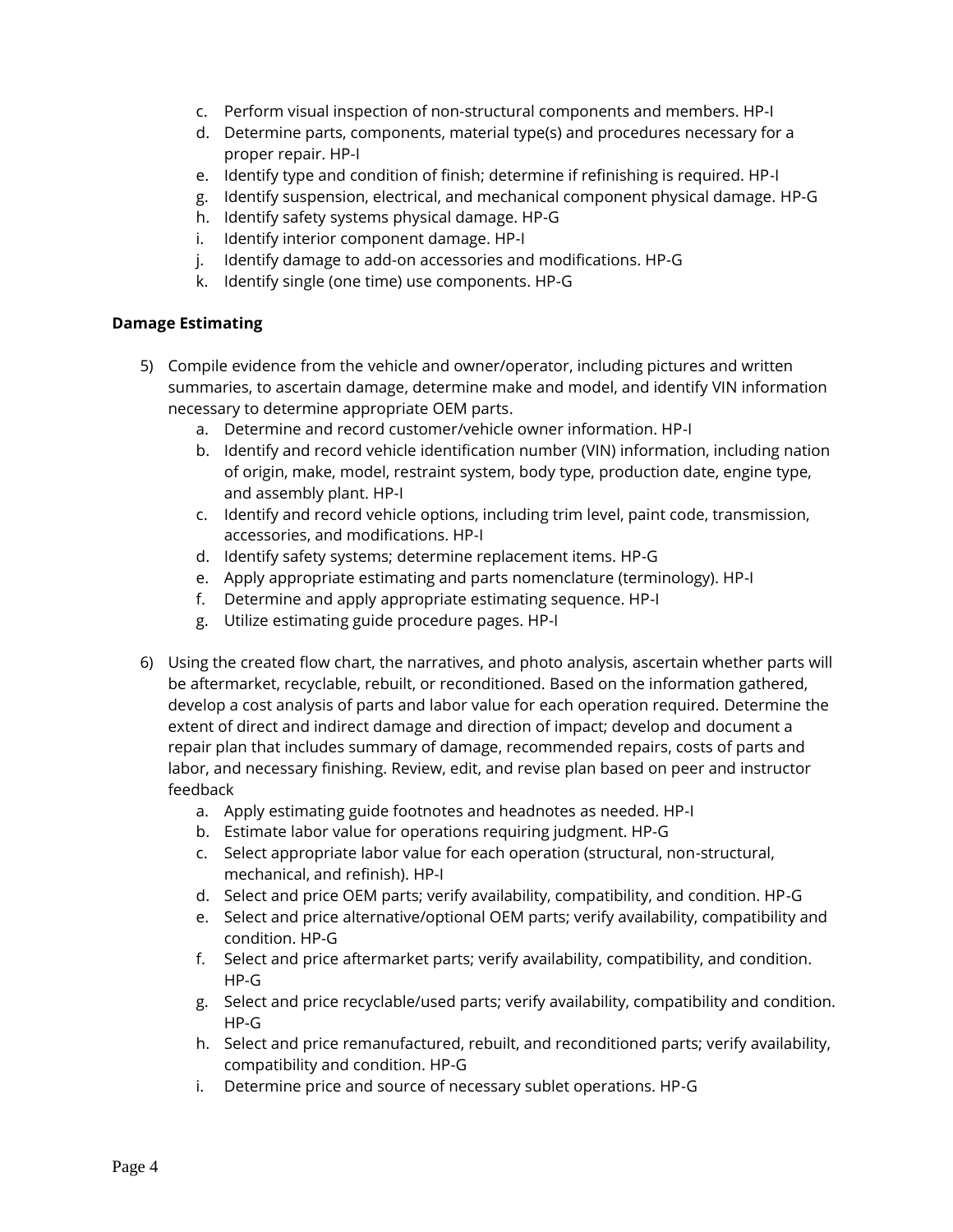c. Perform visual inspection of non-structural components and members. HP-I
d. Determine parts, components, material type(s) and procedures necessary for a proper repair. HP-I
e. Identify type and condition of finish; determine if refinishing is required. HP-I
g. Identify suspension, electrical, and mechanical component physical damage. HP-G
h. Identify safety systems physical damage. HP-G
i. Identify interior component damage. HP-I
j. Identify damage to add-on accessories and modifications. HP-G
k. Identify single (one time) use components. HP-G

**Damage Estimating**

5) Compile evidence from the vehicle and owner/operator, including pictures and written summaries, to ascertain damage, determine make and model, and identify VIN information necessary to determine appropriate OEM parts.
    a. Determine and record customer/vehicle owner information. HP-I
    b. Identify and record vehicle identification number (VIN) information, including nation of origin, make, model, restraint system, body type, production date, engine type, and assembly plant. HP-I
    c. Identify and record vehicle options, including trim level, paint code, transmission, accessories, and modifications. HP-I
    d. Identify safety systems; determine replacement items. HP-G
    e. Apply appropriate estimating and parts nomenclature (terminology). HP-I
    f. Determine and apply appropriate estimating sequence. HP-I
    g. Utilize estimating guide procedure pages. HP-I

6) Using the created flow chart, the narratives, and photo analysis, ascertain whether parts will be aftermarket, recyclable, rebuilt, or reconditioned. Based on the information gathered, develop a cost analysis of parts and labor value for each operation required. Determine the extent of direct and indirect damage and direction of impact; develop and document a repair plan that includes summary of damage, recommended repairs, costs of parts and labor, and necessary finishing. Review, edit, and revise plan based on peer and instructor feedback
    a. Apply estimating guide footnotes and headnotes as needed. HP-I
    b. Estimate labor value for operations requiring judgment. HP-G
    c. Select appropriate labor value for each operation (structural, non-structural, mechanical, and refinish). HP-I
    d. Select and price OEM parts; verify availability, compatibility, and condition. HP-G
    e. Select and price alternative/optional OEM parts; verify availability, compatibility and condition. HP-G
    f. Select and price aftermarket parts; verify availability, compatibility, and condition. HP-G
    g. Select and price recyclable/used parts; verify availability, compatibility and condition. HP-G
    h. Select and price remanufactured, rebuilt, and reconditioned parts; verify availability, compatibility and condition. HP-G
    i. Determine price and source of necessary sublet operations. HP-G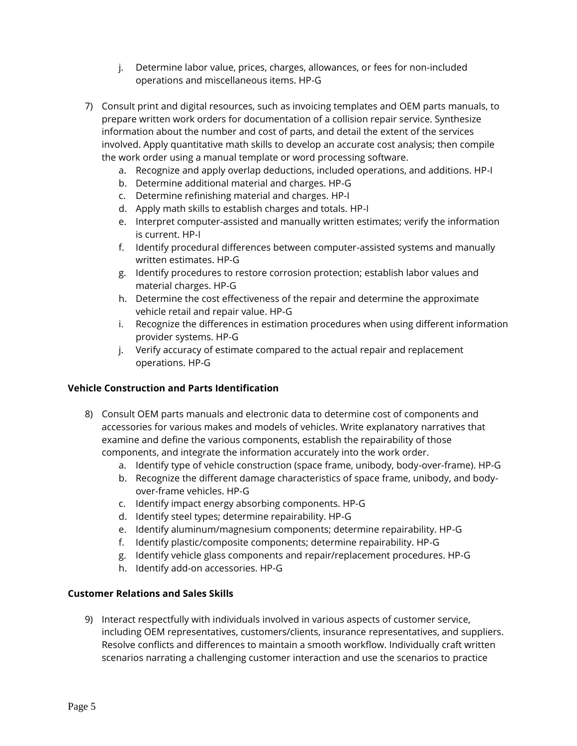j. Determine labor value, prices, charges, allowances, or fees for non-included operations and miscellaneous items. HP-G

7) Consult print and digital resources, such as invoicing templates and OEM parts manuals, to prepare written work orders for documentation of a collision repair service. Synthesize information about the number and cost of parts, and detail the extent of the services involved. Apply quantitative math skills to develop an accurate cost analysis; then compile the work order using a manual template or word processing software.
   a. Recognize and apply overlap deductions, included operations, and additions. HP-I
   b. Determine additional material and charges. HP-G
   c. Determine refinishing material and charges. HP-I
   d. Apply math skills to establish charges and totals. HP-I
   e. Interpret computer-assisted and manually written estimates; verify the information is current. HP-I
   f. Identify procedural differences between computer-assisted systems and manually written estimates. HP-G
   g. Identify procedures to restore corrosion protection; establish labor values and material charges. HP-G
   h. Determine the cost effectiveness of the repair and determine the approximate vehicle retail and repair value. HP-G
   i. Recognize the differences in estimation procedures when using different information provider systems. HP-G
   j. Verify accuracy of estimate compared to the actual repair and replacement operations. HP-G

**Vehicle Construction and Parts Identification**

8) Consult OEM parts manuals and electronic data to determine cost of components and accessories for various makes and models of vehicles. Write explanatory narratives that examine and define the various components, establish the repairability of those components, and integrate the information accurately into the work order.
   a. Identify type of vehicle construction (space frame, unibody, body-over-frame). HP-G
   b. Recognize the different damage characteristics of space frame, unibody, and body-over-frame vehicles. HP-G
   c. Identify impact energy absorbing components. HP-G
   d. Identify steel types; determine repairability. HP-G
   e. Identify aluminum/magnesium components; determine repairability. HP-G
   f. Identify plastic/composite components; determine repairability. HP-G
   g. Identify vehicle glass components and repair/replacement procedures. HP-G
   h. Identify add-on accessories. HP-G

**Customer Relations and Sales Skills**

9) Interact respectfully with individuals involved in various aspects of customer service, including OEM representatives, customers/clients, insurance representatives, and suppliers. Resolve conflicts and differences to maintain a smooth workflow. Individually craft written scenarios narrating a challenging customer interaction and use the scenarios to practice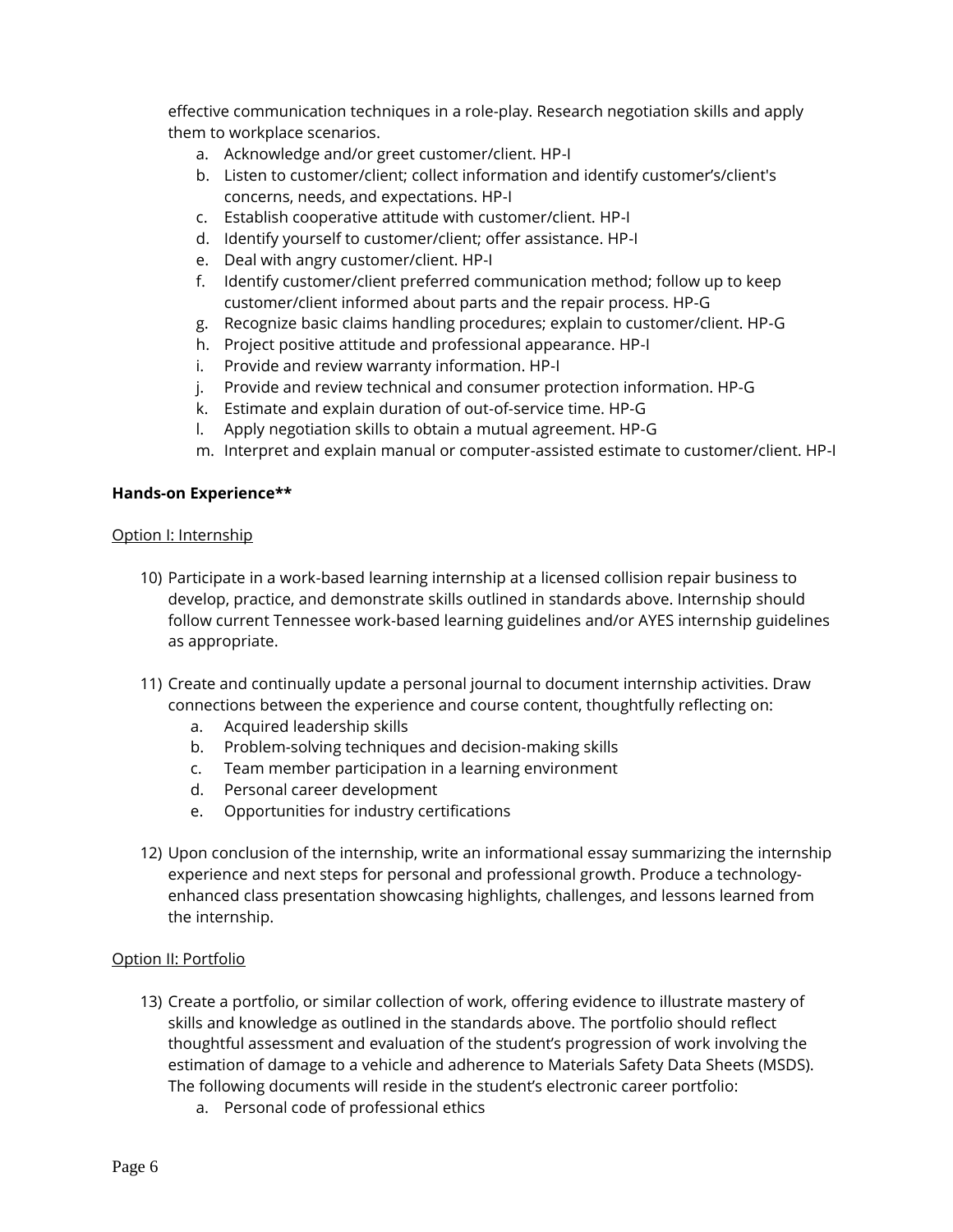effective communication techniques in a role-play. Research negotiation skills and apply them to workplace scenarios.

   a. Acknowledge and/or greet customer/client. HP-I
   b. Listen to customer/client; collect information and identify customer's/client's concerns, needs, and expectations. HP-I
   c. Establish cooperative attitude with customer/client. HP-I
   d. Identify yourself to customer/client; offer assistance. HP-I
   e. Deal with angry customer/client. HP-I
   f. Identify customer/client preferred communication method; follow up to keep customer/client informed about parts and the repair process. HP-G
   g. Recognize basic claims handling procedures; explain to customer/client. HP-G
   h. Project positive attitude and professional appearance. HP-I
   i. Provide and review warranty information. HP-I
   j. Provide and review technical and consumer protection information. HP-G
   k. Estimate and explain duration of out-of-service time. HP-G
   l. Apply negotiation skills to obtain a mutual agreement. HP-G
   m. Interpret and explain manual or computer-assisted estimate to customer/client. HP-I

**Hands-on Experience****

<u>Option I: Internship</u>

10) Participate in a work-based learning internship at a licensed collision repair business to develop, practice, and demonstrate skills outlined in standards above. Internship should follow current Tennessee work-based learning guidelines and/or AYES internship guidelines as appropriate.

11) Create and continually update a personal journal to document internship activities. Draw connections between the experience and course content, thoughtfully reflecting on:
    a. Acquired leadership skills
    b. Problem-solving techniques and decision-making skills
    c. Team member participation in a learning environment
    d. Personal career development
    e. Opportunities for industry certifications

12) Upon conclusion of the internship, write an informational essay summarizing the internship experience and next steps for personal and professional growth. Produce a technology-enhanced class presentation showcasing highlights, challenges, and lessons learned from the internship.

<u>Option II: Portfolio</u>

13) Create a portfolio, or similar collection of work, offering evidence to illustrate mastery of skills and knowledge as outlined in the standards above. The portfolio should reflect thoughtful assessment and evaluation of the student's progression of work involving the estimation of damage to a vehicle and adherence to Materials Safety Data Sheets (MSDS). The following documents will reside in the student's electronic career portfolio:
    a. Personal code of professional ethics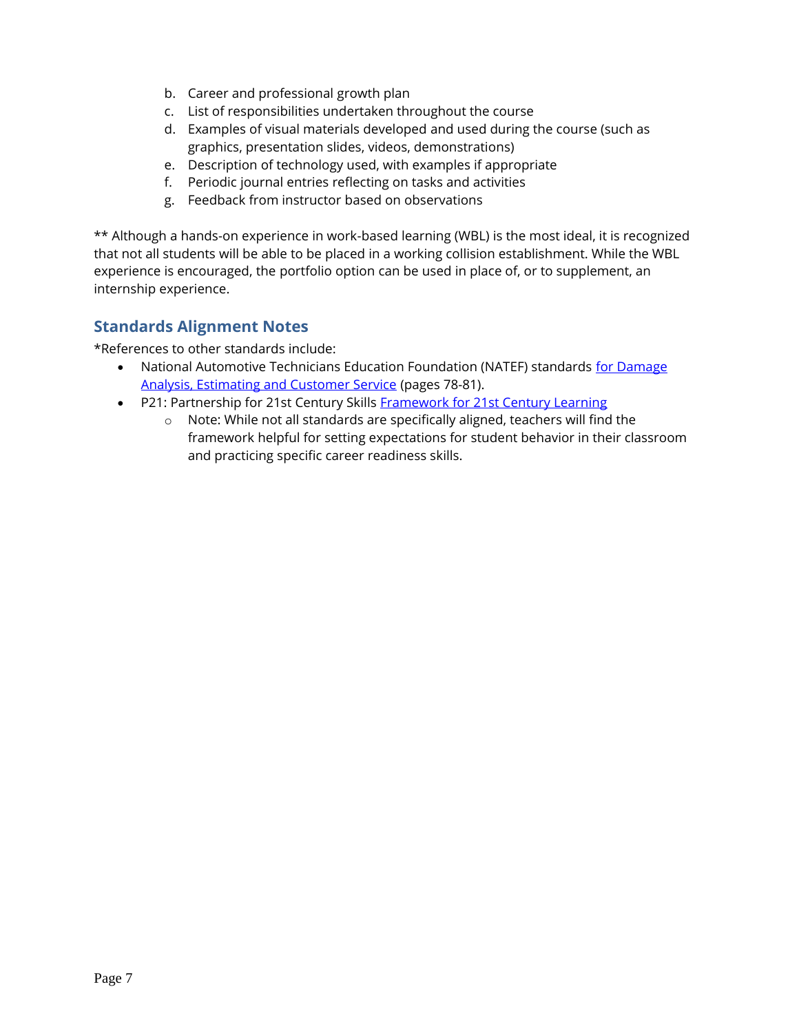b. Career and professional growth plan
c. List of responsibilities undertaken throughout the course
d. Examples of visual materials developed and used during the course (such as graphics, presentation slides, videos, demonstrations)
e. Description of technology used, with examples if appropriate
f. Periodic journal entries reflecting on tasks and activities
g. Feedback from instructor based on observations

** Although a hands-on experience in work-based learning (WBL) is the most ideal, it is recognized that not all students will be able to be placed in a working collision establishment. While the WBL experience is encouraged, the portfolio option can be used in place of, or to supplement, an internship experience.

## Standards Alignment Notes

*References to other standards include:

- National Automotive Technicians Education Foundation (NATEF) standards for Damage Analysis, Estimating and Customer Service (pages 78-81).
- P21: Partnership for 21st Century Skills Framework for 21st Century Learning
  - Note: While not all standards are specifically aligned, teachers will find the framework helpful for setting expectations for student behavior in their classroom and practicing specific career readiness skills.